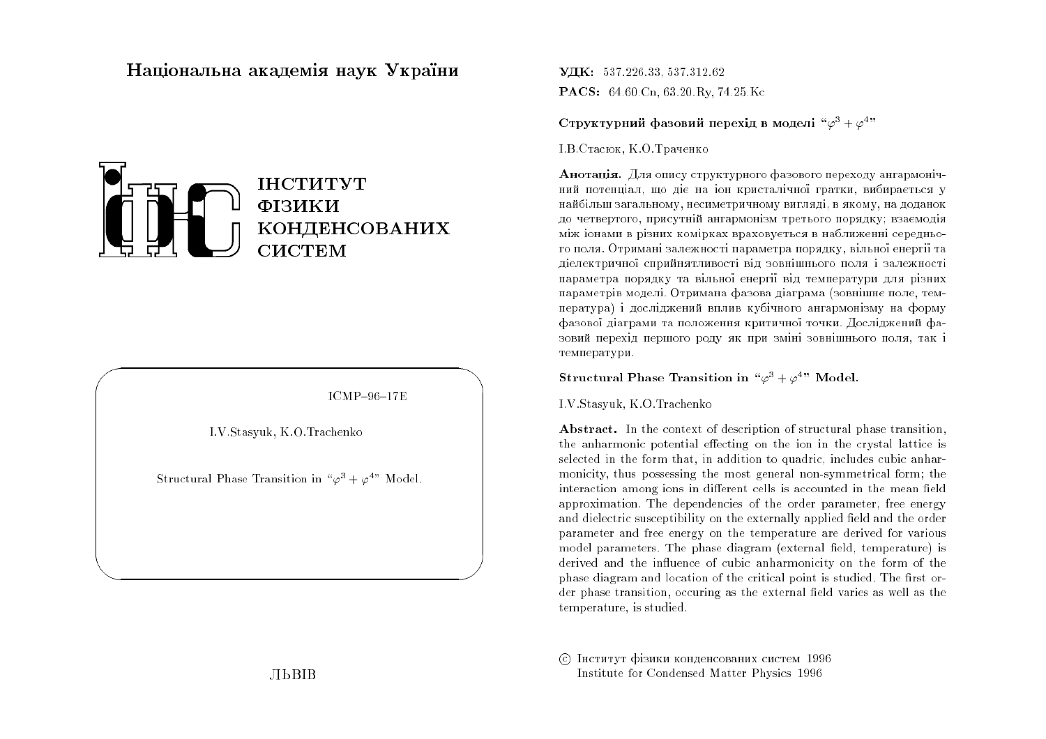**Національна академія наук України**

**ІНСТИТУТ ФІЗИКИ КОНДЕНСОВАНИХ СИСТЕМ**

ICMP–96–17E

I.V.Stasyuk, K.O.Trachenko

Structural Phase Transition in "$\varphi^3 + \varphi^4$" Model.

ЛЬВІВ

**УДК:** 537.226.33, 537.312.62

**PACS:** 64.60.Cn, 63.20.Ry, 74.25.Kc

**Структурний фазовий перехід в моделі "$\varphi^3 + \varphi^4$"**

І.В.Стасюк, К.О.Траченко

**Анотація.** Для опису структурного фазового переходу ангармонічний потенціал, що діє на іон кристалічної гратки, вибирається у найбільш загальному, несиметричному вигляді, в якому, на доданок до четвертого, присутній ангармонізм третього порядку; взаємодія між іонами в різних комірках враховується в наближенні середнього поля. Отримані залежності параметра порядку, вільної енергії та діелектричної сприйнятливості від зовнішнього поля і залежності параметра порядку та вільної енергії від температури для різних параметрів моделі. Отримана фазова діаграма (зовнішнє поле, температура) і досліджений вплив кубічного ангармонізму на форму фазової діаграми та положення критичної точки. Досліджений фазовий перехід першого роду як при зміні зовнішнього поля, так і температури.

**Structural Phase Transition in "$\varphi^3 + \varphi^4$" Model.**

I.V.Stasyuk, K.O.Trachenko

**Abstract.** In the context of description of structural phase transition, the anharmonic potential effecting on the ion in the crystal lattice is selected in the form that, in addition to quadric, includes cubic anharmonicity, thus possessing the most general non-symmetrical form; the interaction among ions in different cells is accounted in the mean field approximation. The dependencies of the order parameter, free energy and dielectric susceptibility on the externally applied field and the order parameter and free energy on the temperature are derived for various model parameters. The phase diagram (external field, temperature) is derived and the influence of cubic anharmonicity on the form of the phase diagram and location of the critical point is studied. The first order phase transition, occuring as the external field varies as well as the temperature, is studied.

© Інститут фізики конденсованих систем 1996
Institute for Condensed Matter Physics 1996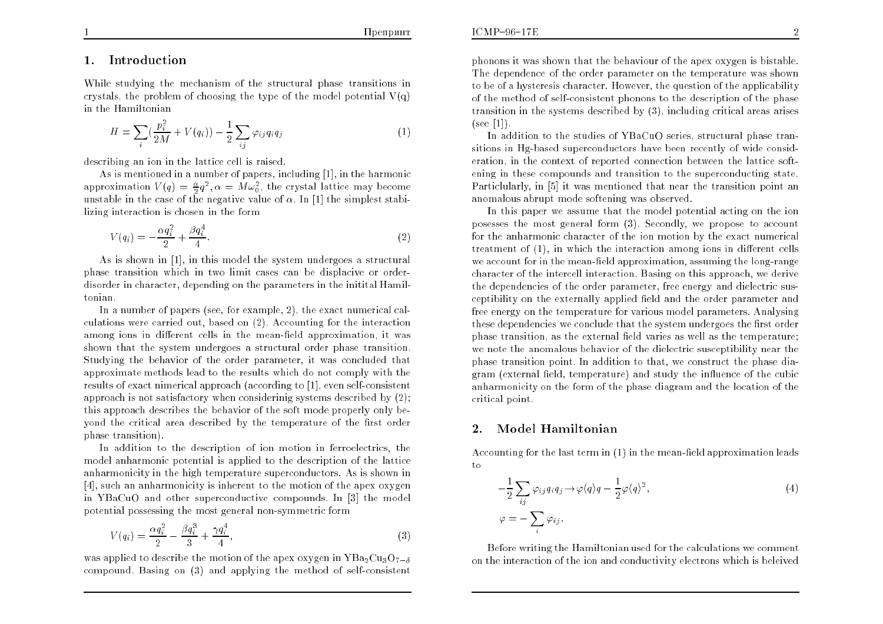## 1. Introduction

While studying the mechanism of the structural phase transitions in crystals, the problem of choosing the type of the model potential V(q) in the Hamiltonian

$$H = \sum_i \left(\frac{p_i^2}{2M} + V(q_i)\right) - \frac{1}{2}\sum_{ij} \varphi_{ij} q_i q_j \tag{1}$$

describing an ion in the lattice cell is raised.

As is mentioned in a number of papers, including [1], in the harmonic approximation $V(q) = \frac{\alpha}{2}q^2, \alpha = M\omega_0^2$, the crystal lattice may become unstable in the case of the negative value of $\alpha$. In [1] the simplest stabilizing interaction is chosen in the form

$$V(q_i) = -\frac{\alpha q_i^2}{2} + \frac{\beta q_i^4}{4}. \tag{2}$$

As is shown in [1], in this model the system undergoes a structural phase transition which in two limit cases can be displacive or order-disorder in character, depending on the parameters in the initital Hamiltonian.

In a number of papers (see, for example, 2), the exact numerical calculations were carried out, based on (2). Accounting for the interaction among ions in different cells in the mean-field approximation, it was shown that the system undergoes a structural order phase transition. Studying the behavior of the order parameter, it was concluded that approximate methods lead to the results which do not comply with the results of exact nimerical approach (according to [1], even self-consistent approach is not satisfactory when considerinig systems described by (2); this approach describes the behavior of the soft mode properly only beyond the critical area described by the temperature of the first order phase transition).

In addition to the description of ion motion in ferroelectrics, the model anharmonic potential is applied to the description of the lattice anharmonicity in the high temperature superconductors. As is shown in [4], such an anharmonicity is inherent to the motion of the apex oxygen in YBaCuO and other superconductive compounds. In [3] the model potential possessing the most general non-symmetric form

$$V(q_i) = \frac{\alpha q_i^2}{2} - \frac{\beta q_i^3}{3} + \frac{\gamma q_i^4}{4}, \tag{3}$$

was applied to describe the motion of the apex oxygen in $YBa_2Cu_3O_{7-\delta}$ compound. Basing on (3) and applying the method of self-consistent phonons it was shown that the behaviour of the apex oxygen is bistable. The dependence of the order parameter on the temperature was shown to be of a hysteresis character. However, the question of the applicability of the method of self-consistent phonons to the description of the phase transition in the systems described by (3), including critical areas arises (see [1]).

In addition to the studies of YBaCuO series, structural phase transitions in Hg-based superconductors have been recently of wide consideration, in the context of reported connection between the lattice softening in these compounds and transition to the superconducting state. Particlularly, in [5] it was mentioned that near the transition point an anomalous abrupt mode softening was observed.

In this paper we assume that the model potential acting on the ion posesses the most general form (3). Secondly, we propose to account for the anharmonic character of the ion motion by the exact numerical treatment of (1), in which the interaction among ions in different cells we account for in the mean-field approximation, assuming the long-range character of the intercell interaction. Basing on this approach, we derive the dependencies of the order parameter, free energy and dielectric susceptibility on the externally applied field and the order parameter and free energy on the temperature for various model parameters. Analysing these dependencies we conclude that the system undergoes the first order phase transition, as the external field varies as well as the temperature; we note the anomalous behavior of the dielectric susceptibility near the phase transition point. In addition to that, we construct the phase diagram (external field, temperature) and study the influence of the cubic anharmonicity on the form of the phase diagram and the location of the critical point.

## 2. Model Hamiltonian

Accounting for the last term in (1) in the mean-field approximation leads to

$$-\frac{1}{2}\sum_{ij} \varphi_{ij} q_i q_j \rightarrow \varphi\langle q\rangle q - \frac{1}{2}\varphi\langle q\rangle^2, \tag{4}$$

$$\varphi = -\sum_i \varphi_{ij}.$$

Before writing the Hamiltonian used for the calculations we comment on the interaction of the ion and conductivity electrons which is beleived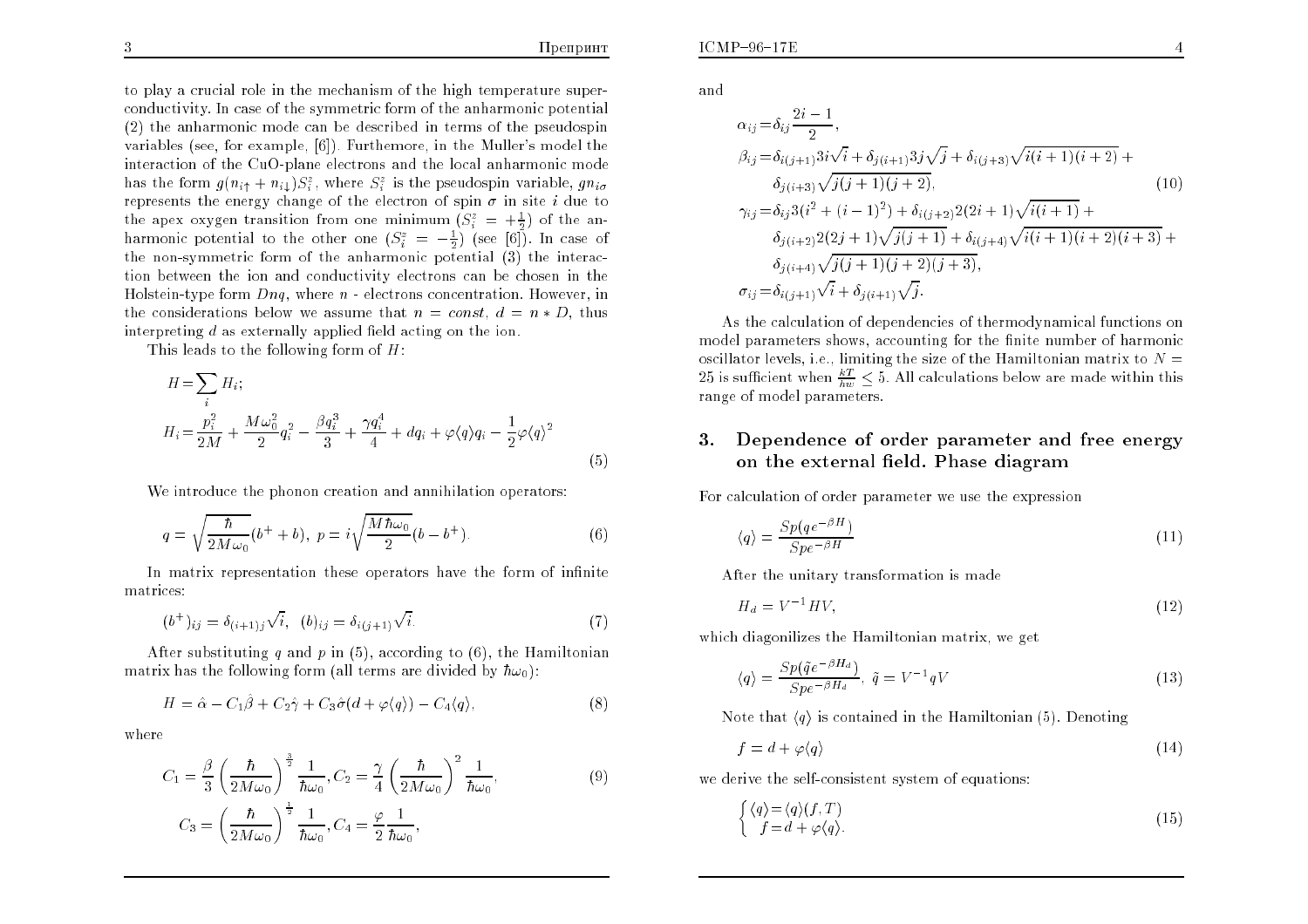to play a crucial role in the mechanism of the high temperature superconductivity. In case of the symmetric form of the anharmonic potential (2) the anharmonic mode can be described in terms of the pseudospin variables (see, for example, [6]). Furthemore, in the Muller's model the interaction of the CuO-plane electrons and the local anharmonic mode has the form $g(n_{i\uparrow}+n_{i\downarrow})S_i^z$, where $S_i^z$ is the pseudospin variable, $gn_{i\sigma}$ represents the energy change of the electron of spin $\sigma$ in site $i$ due to the apex oxygen transition from one minimum ($S_i^z=+\frac{1}{2}$) of the anharmonic potential to the other one ($S_i^z=-\frac{1}{2}$) (see [6]). In case of the non-symmetric form of the anharmonic potential (3) the interaction between the ion and conductivity electrons can be chosen in the Holstein-type form $Dnq$, where $n$ - electrons concentration. However, in the considerations below we assume that $n=const$, $d=n*D$, thus interpreting $d$ as externally applied field acting on the ion.

This leads to the following form of $H$:

$$
\begin{aligned}
H &= \sum_i H_i;\\
H_i &= \frac{p_i^2}{2M}+\frac{M\omega_0^2}{2}q_i^2-\frac{\beta q_i^3}{3}+\frac{\gamma q_i^4}{4}+dq_i+\varphi\langle q\rangle q_i-\frac{1}{2}\varphi\langle q\rangle^2
\end{aligned}
\tag{5}
$$

We introduce the phonon creation and annihilation operators:

$$
q=\sqrt{\frac{\hbar}{2M\omega_0}}(b^{+}+b),\ p=i\sqrt{\frac{M\hbar\omega_0}{2}}(b-b^{+}). \tag{6}
$$

In matrix representation these operators have the form of infinite matrices:

$$
(b^{+})_{ij}=\delta_{(i+1)j}\sqrt{i},\quad (b)_{ij}=\delta_{i(j+1)}\sqrt{i}. \tag{7}
$$

After substituting $q$ and $p$ in (5), according to (6), the Hamiltonian matrix has the following form (all terms are divided by $\hbar\omega_0$):

$$
H=\hat{\alpha}-C_1\hat{\beta}+C_2\hat{\gamma}+C_3\hat{\sigma}(d+\varphi\langle q\rangle)-C_4\langle q\rangle, \tag{8}
$$

where

$$
\begin{aligned}
C_1 &= \frac{\beta}{3}\left(\frac{\hbar}{2M\omega_0}\right)^{\frac{3}{2}}\frac{1}{\hbar\omega_0}, C_2=\frac{\gamma}{4}\left(\frac{\hbar}{2M\omega_0}\right)^{2}\frac{1}{\hbar\omega_0},\\
C_3 &= \left(\frac{\hbar}{2M\omega_0}\right)^{\frac{1}{2}}\frac{1}{\hbar\omega_0}, C_4=\frac{\varphi}{2}\frac{1}{\hbar\omega_0},
\end{aligned}
\tag{9}
$$

and

$$
\begin{aligned}
\alpha_{ij} &= \delta_{ij}\frac{2i-1}{2},\\
\beta_{ij} &= \delta_{i(j+1)}3i\sqrt{i}+\delta_{j(i+1)}3j\sqrt{j}+\delta_{i(j+3)}\sqrt{i(i+1)(i+2)}+\\
&\quad \delta_{j(i+3)}\sqrt{j(j+1)(j+2)},\\
\gamma_{ij} &= \delta_{ij}3(i^2+(i-1)^2)+\delta_{i(j+2)}2(2i+1)\sqrt{i(i+1)}+\\
&\quad \delta_{j(i+2)}2(2j+1)\sqrt{j(j+1)}+\delta_{i(j+4)}\sqrt{i(i+1)(i+2)(i+3)}+\\
&\quad \delta_{j(i+4)}\sqrt{j(j+1)(j+2)(j+3)},\\
\sigma_{ij} &= \delta_{i(j+1)}\sqrt{i}+\delta_{j(i+1)}\sqrt{j}.
\end{aligned}
\tag{10}
$$

As the calculation of dependencies of thermodynamical functions on model parameters shows, accounting for the finite number of harmonic oscillator levels, i.e., limiting the size of the Hamiltonian matrix to $N=25$ is sufficient when $\frac{kT}{\hbar w}\leq 5$. All calculations below are made within this range of model parameters.

## 3. Dependence of order parameter and free energy on the external field. Phase diagram

For calculation of order parameter we use the expression

$$
\langle q\rangle=\frac{Sp(qe^{-\beta H})}{Spe^{-\beta H}} \tag{11}
$$

After the unitary transformation is made

$$
H_d=V^{-1}HV, \tag{12}
$$

which diagonilizes the Hamiltonian matrix, we get

$$
\langle q\rangle=\frac{Sp(\tilde{q}e^{-\beta H_d})}{Spe^{-\beta H_d}},\ \tilde{q}=V^{-1}qV \tag{13}
$$

Note that $\langle q\rangle$ is contained in the Hamiltonian (5). Denoting

$$
f=d+\varphi\langle q\rangle \tag{14}
$$

we derive the self-consistent system of equations:

$$
\begin{cases}\langle q\rangle=\langle q\rangle(f,T)\\ f=d+\varphi\langle q\rangle.\end{cases} \tag{15}
$$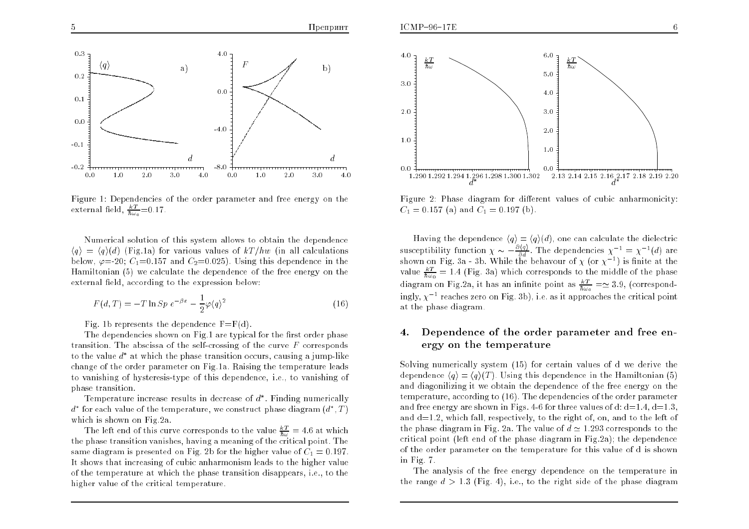Figure 1: Dependencies of the order parameter and free energy on the external field, $\frac{kT}{\hbar\omega_0}$=0.17.

Numerical solution of this system allows to obtain the dependence $\langle q\rangle = \langle q\rangle(d)$ (Fig.1a) for various values of $kT/hw$ (in all calculations below, $\varphi$=-20; $C_1$=0.157 and $C_2$=0.025). Using this dependence in the Hamiltonian (5) we calculate the dependence of the free energy on the external field, according to the expression below:

$$F(d,T) = -T \ln Sp\; e^{-\beta\varepsilon} - \frac{1}{2}\varphi\langle q\rangle^2 \tag{16}$$

Fig. 1b represents the dependence F=F(d).

The dependencies shown on Fig.1 are typical for the first order phase transition. The abscissa of the self-crossing of the curve $F$ corresponds to the value $d^*$ at which the phase transition occurs, causing a jump-like change of the order parameter on Fig.1a. Raising the temperature leads to vanishing of hysteresis-type of this dependence, i.e., to vanishing of phase transition.

Temperature increase results in decrease of $d^*$. Finding numerically $d^*$ for each value of the temperature, we construct phase diagram $(d^*, T)$ which is shown on Fig.2a.

The left end of this curve corresponds to the value $\frac{kT}{\hbar\omega} = 4.6$ at which the phase transition vanishes, having a meaning of the critical point. The same diagram is presented on Fig. 2b for the higher value of $C_1 = 0.197$. It shows that increasing of cubic anharmonism leads to the higher value of the temperature at which the phase transition disappears, i.e., to the higher value of the critical temperature.

Figure 2: Phase diagram for different values of cubic anharmonicity: $C_1 = 0.157$ (a) and $C_1 = 0.197$ (b).

Having the dependence $\langle q\rangle = \langle q\rangle(d)$, one can calculate the dielectric susceptibility function $\chi \sim -\frac{\partial\langle q\rangle}{\partial d}$. The dependencies $\chi^{-1} = \chi^{-1}(d)$ are shown on Fig. 3a - 3b. While the behavour of $\chi$ (or $\chi^{-1}$) is finite at the value $\frac{kT}{\hbar\omega_0} = 1.4$ (Fig. 3a) which corresponds to the middle of the phase diagram on Fig.2a, it has an infinite point as $\frac{kT}{\hbar\omega_0} = \simeq 3.9$, (correspondingly, $\chi^{-1}$ reaches zero on Fig. 3b), i.e. as it approaches the critical point at the phase diagram.

## 4. Dependence of the order parameter and free energy on the temperature

Solving numerically system (15) for certain values of d we derive the dependence $\langle q\rangle = \langle q\rangle(T)$. Using this dependence in the Hamiltonian (5) and diagonilizing it we obtain the dependence of the free energy on the temperature, according to (16). The dependencies of the order parameter and free energy are shown in Figs. 4-6 for three values of d: d=1.4, d=1.3, and d=1.2, which fall, respectively, to the right of, on, and to the left of the phase diagram in Fig. 2a. The value of $d \simeq 1.293$ corresponds to the critical point (left end of the phase diagram in Fig.2a); the dependence of the order parameter on the temperature for this value of d is shown in Fig. 7.

The analysis of the free energy dependence on the temperature in the range $d > 1.3$ (Fig. 4), i.e., to the right side of the phase diagram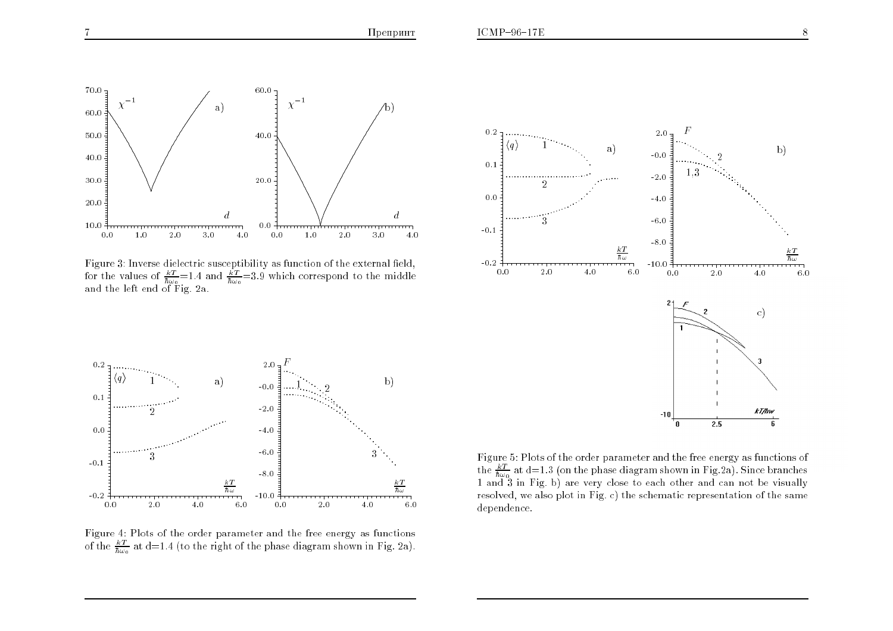Figure 3: Inverse dielectric susceptibility as function of the external field, for the values of $\frac{kT}{\hbar\omega_0}$=1.4 and $\frac{kT}{\hbar\omega_0}$=3.9 which correspond to the middle and the left end of Fig. 2a.

Figure 4: Plots of the order parameter and the free energy as functions of the $\frac{kT}{\hbar\omega_0}$ at d=1.4 (to the right of the phase diagram shown in Fig. 2a).

Figure 5: Plots of the order parameter and the free energy as functions of the $\frac{kT}{\hbar\omega_0}$ at d=1.3 (on the phase diagram shown in Fig.2a). Since branches 1 and 3 in Fig. b) are very close to each other and can not be visually resolved, we also plot in Fig. c) the schematic representation of the same dependence.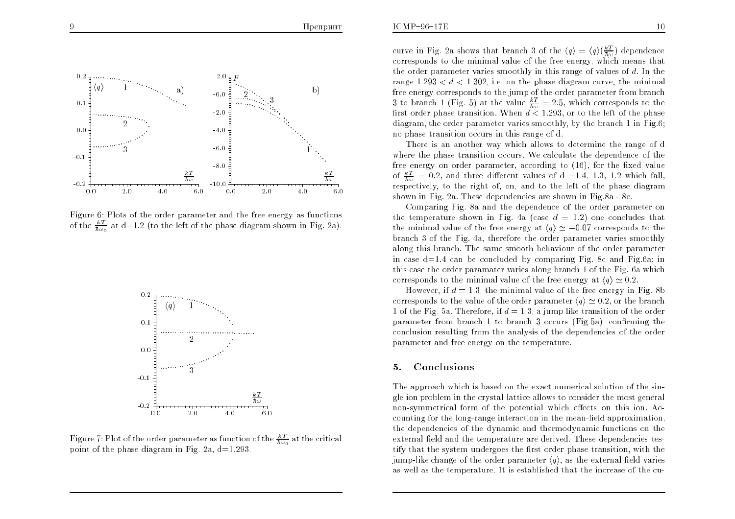Figure 6: Plots of the order parameter and the free energy as functions of the $\frac{kT}{\hbar\omega_0}$ at d=1.2 (to the left of the phase diagram shown in Fig. 2a).

Figure 7: Plot of the order parameter as function of the $\frac{kT}{\hbar\omega_0}$ at the critical point of the phase diagram in Fig. 2a, d=1.293.

curve in Fig. 2a shows that branch 3 of the $\langle q \rangle = \langle q \rangle (\frac{kT}{\hbar\omega})$ dependence corresponds to the minimal value of the free energy, which means that the order parameter varies smoothly in this range of values of $d$. In the range $1.293 < d < 1.302$, i.e. on the phase diagram curve, the minimal free energy corresponds to the jump of the order parameter from branch 3 to branch 1 (Fig. 5) at the value $\frac{kT}{\hbar\omega} = 2.5$, which corresponds to the first order phase transition. When $d < 1.293$, or to the left of the phase diagram, the order parameter varies smoothly, by the branch 1 in Fig.6; no phase transition occurs in this range of d.

There is an another way which allows to determine the range of d where the phase transition occurs. We calculate the dependence of the free energy on order parameter, according to (16), for the fixed value of $\frac{kT}{\hbar\omega} = 0.2$, and three different values of d =1.4, 1.3, 1.2 which fall, respectively, to the right of, on, and to the left of the phase diagram shown in Fig. 2a. These dependencies are shown in Fig.8a - 8c.

Comparing Fig. 8a and the dependence of the order parameter on the temperature shown in Fig. 4a (case $d = 1.2$) one concludes that the minimal value of the free energy at $\langle q \rangle \simeq -0.07$ corresponds to the branch 3 of the Fig. 4a, therefore the order parameter varies smoothly along this branch. The same smooth behaviour of the order parameter in case d=1.4 can be concluded by comparing Fig. 8c and Fig.6a; in this case the order paramater varies along branch 1 of the Fig. 6a which corresponds to the minimal value of the free energy at $\langle q \rangle \simeq 0.2$.

However, if $d = 1.3$, the minimal value of the free energy in Fig. 8b corresponds to the value of the order parameter $\langle q \rangle \simeq 0.2$, or the branch 1 of the Fig. 5a. Therefore, if $d = 1.3$, a jump like transition of the order parameter from branch 1 to branch 3 occurs (Fig.5a), confirming the conclusion resulting from the analysis of the dependencies of the order parameter and free energy on the temperature.

## 5. Conclusions

The approach which is based on the exact numerical solution of the single ion problem in the crystal lattice allows to consider the most general non-symmetrical form of the potential which effects on this ion. Accounting for the long-range interaction in the mean-field approximation, the dependencies of the dynamic and thermodynamic functions on the external field and the temperature are derived. These dependencies testify that the system undergoes the first order phase transition, with the jump-like change of the order parameter $\langle q \rangle$, as the external field varies as well as the temperature. It is established that the increase of the cu-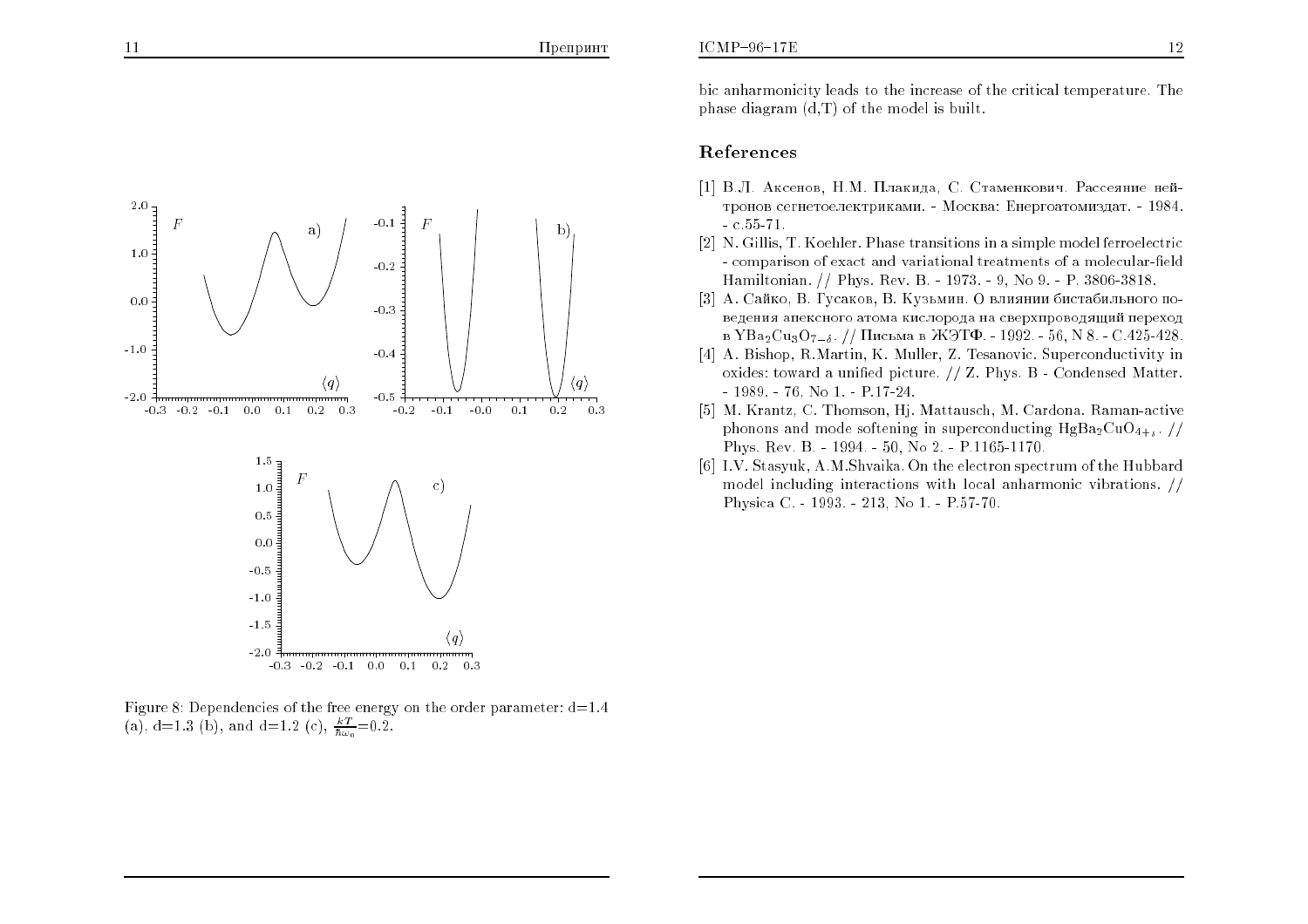Figure 8: Dependencies of the free energy on the order parameter: d=1.4 (a), d=1.3 (b), and d=1.2 (c), $\frac{kT}{\hbar\omega_0}$=0.2.

bic anharmonicity leads to the increase of the critical temperature. The phase diagram (d,T) of the model is built.

## References

[1] В.Л. Аксенов, Н.М. Плакида, С. Стаменкович. Рассеяние нейтронов сегнетоелектриками. - Москва: Енергоатомиздат. - 1984. - с.55-71.

[2] N. Gillis, T. Koehler. Phase transitions in a simple model ferroelectric - comparison of exact and variational treatments of a molecular-field Hamiltonian. // Phys. Rev. B. - 1973. - 9, No 9. - P. 3806-3818.

[3] А. Сайко, В. Гусаков, В. Кузьмин. О влиянии бистабильного поведения апексного атома кислорода на сверхпроводящий переход в $YBa_2Cu_3O_{7-\delta}$. // Письма в ЖЭТФ. - 1992. - 56, N 8. - С.425-428.

[4] A. Bishop, R.Martin, K. Muller, Z. Tesanovic. Superconductivity in oxides: toward a unified picture. // Z. Phys. B - Condensed Matter. - 1989. - 76, No 1. - P.17-24.

[5] M. Krantz, C. Thomson, Hj. Mattausch, M. Cardona. Raman-active phonons and mode softening in superconducting $HgBa_2CuO_{4+\delta}$. // Phys. Rev. B. - 1994. - 50, No 2. - P.1165-1170.

[6] I.V. Stasyuk, A.M.Shvaika. On the electron spectrum of the Hubbard model including interactions with local anharmonic vibrations. // Physica C. - 1993. - 213, No 1. - P.57-70.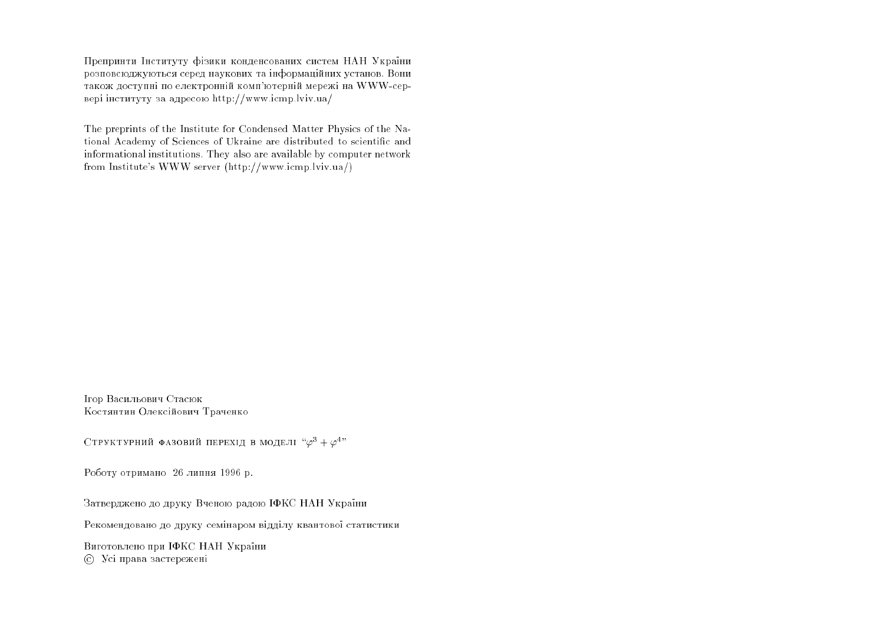Препринти Інституту фізики конденсованих систем НАН України розповсюджуються серед наукових та інформаційних установ. Вони також доступні по електронній комп'ютерній мережі на WWW-сервері інституту за адресою http://www.icmp.lviv.ua/

The preprints of the Institute for Condensed Matter Physics of the National Academy of Sciences of Ukraine are distributed to scientific and informational institutions. They also are available by computer network from Institute's WWW server (http://www.icmp.lviv.ua/)

Ігор Васильович Стасюк
Костянтин Олексійович Траченко

Структурний фазовий перехід в моделі "$\varphi^3 + \varphi^4$"

Роботу отримано 26 липня 1996 р.

Затверджено до друку Вченою радою ІФКС НАН України

Рекомендовано до друку семінаром відділу квантової статистики

Виготовлено при ІФКС НАН України
© Усі права застережені